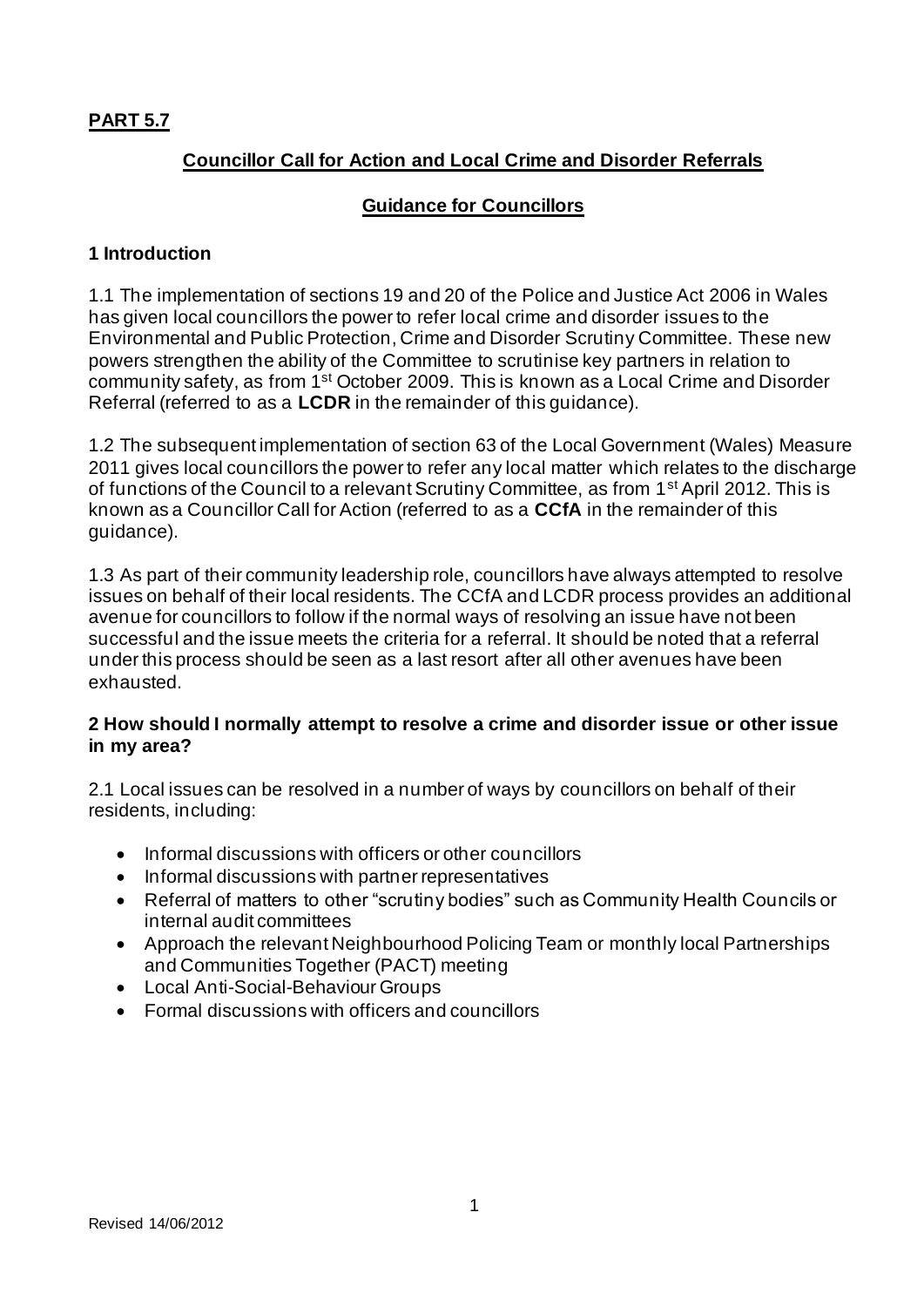**PART 5.7**

**Councillor Call for Action and Local Crime and Disorder Referrals**

**Guidance for Councillors**

## 1 Introduction

1.1 The implementation of sections 19 and 20 of the Police and Justice Act 2006 in Wales has given local councillors the power to refer local crime and disorder issues to the Environmental and Public Protection, Crime and Disorder Scrutiny Committee. These new powers strengthen the ability of the Committee to scrutinise key partners in relation to community safety, as from 1st October 2009. This is known as a Local Crime and Disorder Referral (referred to as a **LCDR** in the remainder of this guidance).

1.2 The subsequent implementation of section 63 of the Local Government (Wales) Measure 2011 gives local councillors the power to refer any local matter which relates to the discharge of functions of the Council to a relevant Scrutiny Committee, as from 1st April 2012. This is known as a Councillor Call for Action (referred to as a **CCfA** in the remainder of this guidance).

1.3 As part of their community leadership role, councillors have always attempted to resolve issues on behalf of their local residents. The CCfA and LCDR process provides an additional avenue for councillors to follow if the normal ways of resolving an issue have not been successful and the issue meets the criteria for a referral. It should be noted that a referral under this process should be seen as a last resort after all other avenues have been exhausted.

## 2 How should I normally attempt to resolve a crime and disorder issue or other issue in my area?

2.1 Local issues can be resolved in a number of ways by councillors on behalf of their residents, including:

- Informal discussions with officers or other councillors
- Informal discussions with partner representatives
- Referral of matters to other "scrutiny bodies" such as Community Health Councils or internal audit committees
- Approach the relevant Neighbourhood Policing Team or monthly local Partnerships and Communities Together (PACT) meeting
- Local Anti-Social-Behaviour Groups
- Formal discussions with officers and councillors

Revised 14/06/2012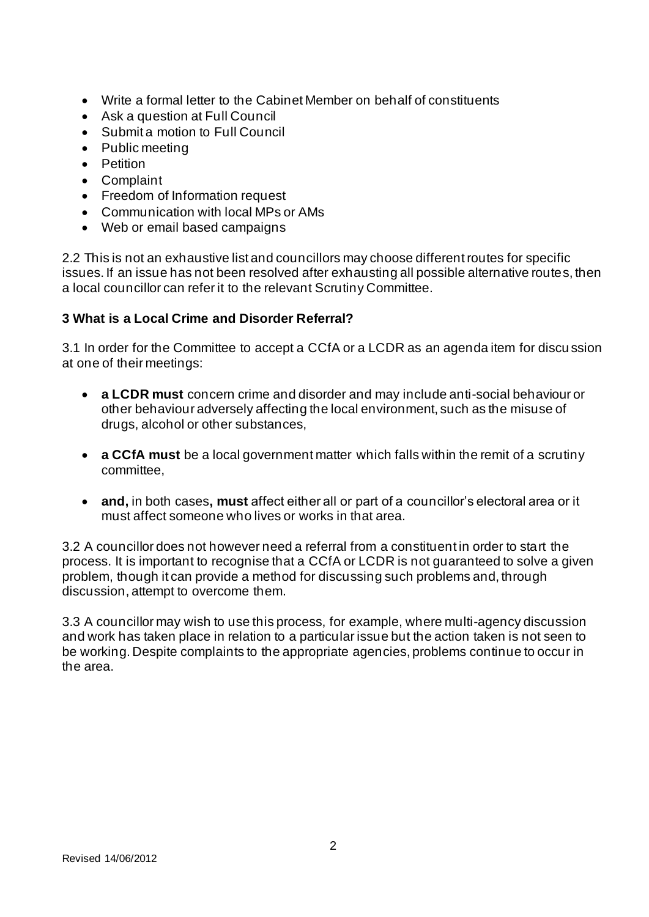- Write a formal letter to the Cabinet Member on behalf of constituents
- Ask a question at Full Council
- Submit a motion to Full Council
- Public meeting
- Petition
- Complaint
- Freedom of Information request
- Communication with local MPs or AMs
- Web or email based campaigns

2.2 This is not an exhaustive list and councillors may choose different routes for specific issues. If an issue has not been resolved after exhausting all possible alternative routes, then a local councillor can refer it to the relevant Scrutiny Committee.

**3 What is a Local Crime and Disorder Referral?**

3.1 In order for the Committee to accept a CCfA or a LCDR as an agenda item for discussion at one of their meetings:

- **a LCDR must** concern crime and disorder and may include anti-social behaviour or other behaviour adversely affecting the local environment, such as the misuse of drugs, alcohol or other substances,
- **a CCfA must** be a local government matter which falls within the remit of a scrutiny committee,
- **and,** in both cases**, must** affect either all or part of a councillor's electoral area or it must affect someone who lives or works in that area.

3.2 A councillor does not however need a referral from a constituent in order to start the process. It is important to recognise that a CCfA or LCDR is not guaranteed to solve a given problem, though it can provide a method for discussing such problems and, through discussion, attempt to overcome them.

3.3 A councillor may wish to use this process, for example, where multi-agency discussion and work has taken place in relation to a particular issue but the action taken is not seen to be working. Despite complaints to the appropriate agencies, problems continue to occur in the area.

Revised 14/06/2012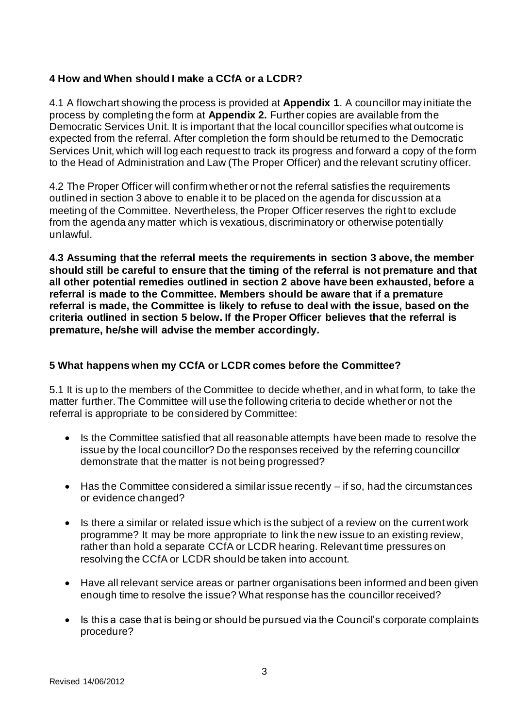## 4 How and When should I make a CCfA or a LCDR?

4.1 A flowchart showing the process is provided at **Appendix 1**. A councillor may initiate the process by completing the form at **Appendix 2.** Further copies are available from the Democratic Services Unit. It is important that the local councillor specifies what outcome is expected from the referral. After completion the form should be returned to the Democratic Services Unit, which will log each request to track its progress and forward a copy of the form to the Head of Administration and Law (The Proper Officer) and the relevant scrutiny officer.

4.2 The Proper Officer will confirm whether or not the referral satisfies the requirements outlined in section 3 above to enable it to be placed on the agenda for discussion at a meeting of the Committee. Nevertheless, the Proper Officer reserves the right to exclude from the agenda any matter which is vexatious, discriminatory or otherwise potentially unlawful.

**4.3 Assuming that the referral meets the requirements in section 3 above, the member should still be careful to ensure that the timing of the referral is not premature and that all other potential remedies outlined in section 2 above have been exhausted, before a referral is made to the Committee. Members should be aware that if a premature referral is made, the Committee is likely to refuse to deal with the issue, based on the criteria outlined in section 5 below. If the Proper Officer believes that the referral is premature, he/she will advise the member accordingly.**

## 5 What happens when my CCfA or LCDR comes before the Committee?

5.1 It is up to the members of the Committee to decide whether, and in what form, to take the matter further. The Committee will use the following criteria to decide whether or not the referral is appropriate to be considered by Committee:

- Is the Committee satisfied that all reasonable attempts have been made to resolve the issue by the local councillor? Do the responses received by the referring councillor demonstrate that the matter is not being progressed?
- Has the Committee considered a similar issue recently – if so, had the circumstances or evidence changed?
- Is there a similar or related issue which is the subject of a review on the current work programme? It may be more appropriate to link the new issue to an existing review, rather than hold a separate CCfA or LCDR hearing. Relevant time pressures on resolving the CCfA or LCDR should be taken into account.
- Have all relevant service areas or partner organisations been informed and been given enough time to resolve the issue? What response has the councillor received?
- Is this a case that is being or should be pursued via the Council's corporate complaints procedure?

Revised 14/06/2012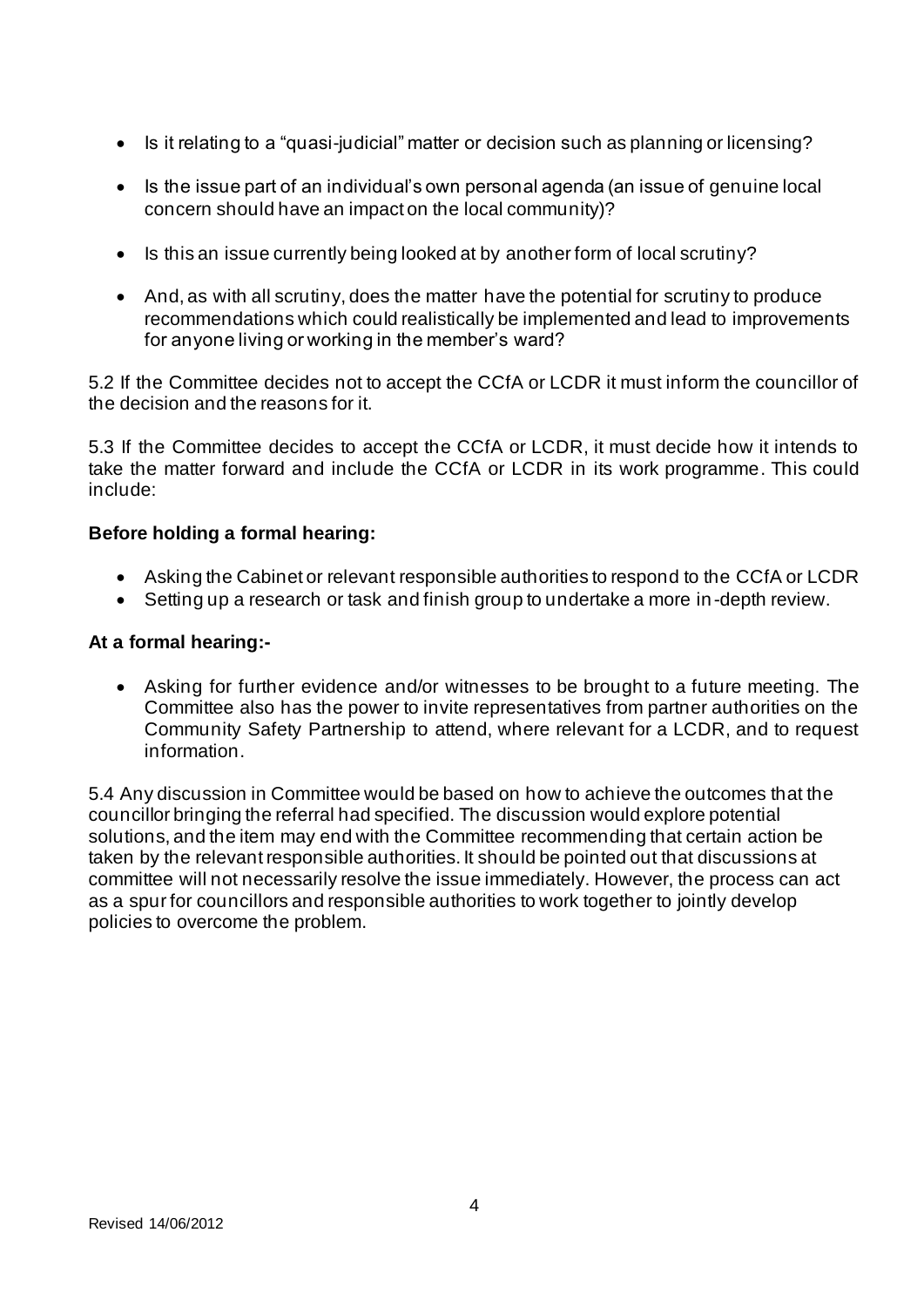- Is it relating to a "quasi-judicial" matter or decision such as planning or licensing?
- Is the issue part of an individual's own personal agenda (an issue of genuine local concern should have an impact on the local community)?
- Is this an issue currently being looked at by another form of local scrutiny?
- And, as with all scrutiny, does the matter have the potential for scrutiny to produce recommendations which could realistically be implemented and lead to improvements for anyone living or working in the member's ward?

5.2 If the Committee decides not to accept the CCfA or LCDR it must inform the councillor of the decision and the reasons for it.

5.3 If the Committee decides to accept the CCfA or LCDR, it must decide how it intends to take the matter forward and include the CCfA or LCDR in its work programme. This could include:

**Before holding a formal hearing:**

- Asking the Cabinet or relevant responsible authorities to respond to the CCfA or LCDR
- Setting up a research or task and finish group to undertake a more in-depth review.

**At a formal hearing:-**

- Asking for further evidence and/or witnesses to be brought to a future meeting. The Committee also has the power to invite representatives from partner authorities on the Community Safety Partnership to attend, where relevant for a LCDR, and to request information.

5.4 Any discussion in Committee would be based on how to achieve the outcomes that the councillor bringing the referral had specified. The discussion would explore potential solutions, and the item may end with the Committee recommending that certain action be taken by the relevant responsible authorities. It should be pointed out that discussions at committee will not necessarily resolve the issue immediately. However, the process can act as a spur for councillors and responsible authorities to work together to jointly develop policies to overcome the problem.

Revised 14/06/2012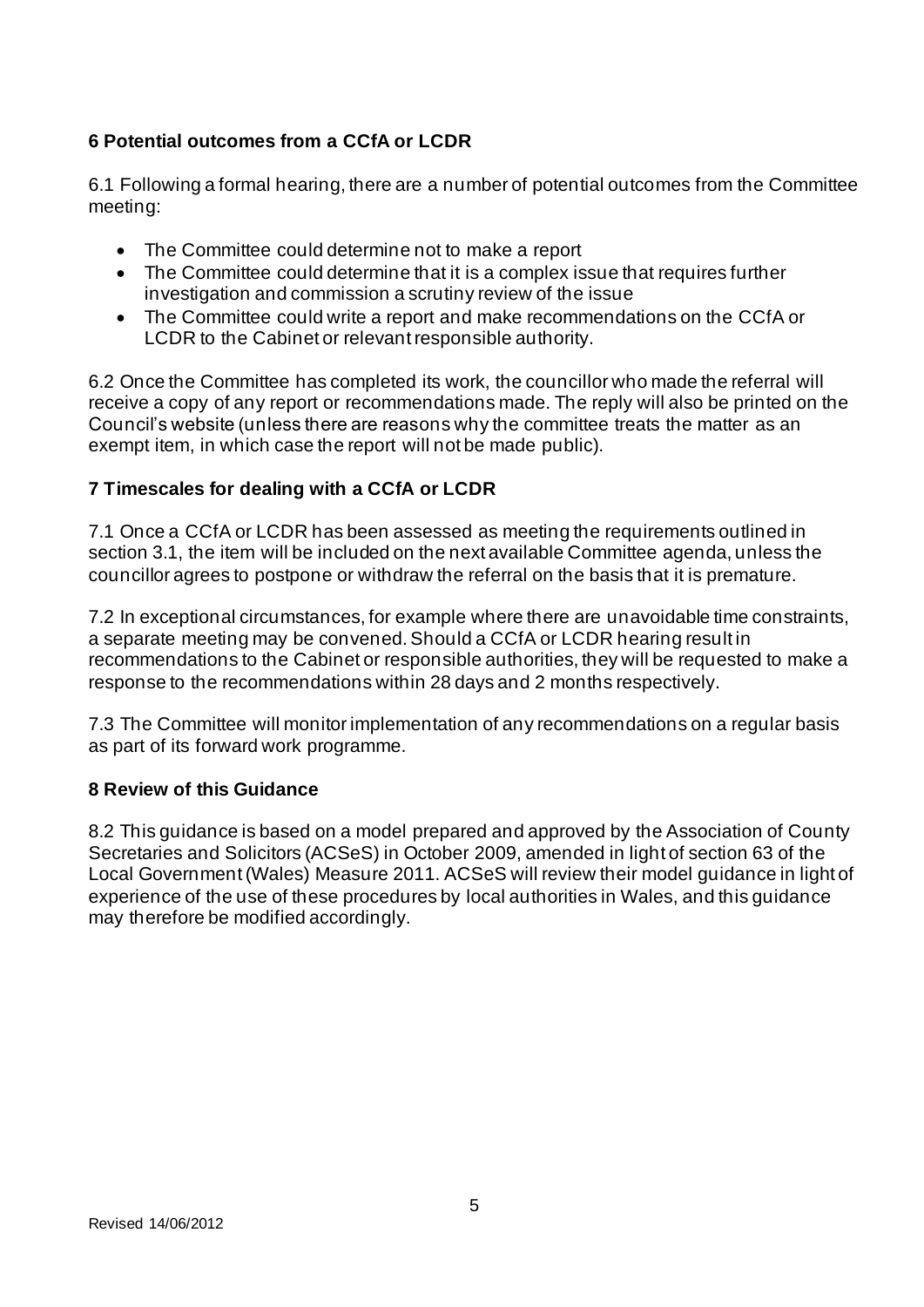## 6 Potential outcomes from a CCfA or LCDR

6.1 Following a formal hearing, there are a number of potential outcomes from the Committee meeting:

- The Committee could determine not to make a report
- The Committee could determine that it is a complex issue that requires further investigation and commission a scrutiny review of the issue
- The Committee could write a report and make recommendations on the CCfA or LCDR to the Cabinet or relevant responsible authority.

6.2 Once the Committee has completed its work, the councillor who made the referral will receive a copy of any report or recommendations made. The reply will also be printed on the Council's website (unless there are reasons why the committee treats the matter as an exempt item, in which case the report will not be made public).

## 7 Timescales for dealing with a CCfA or LCDR

7.1 Once a CCfA or LCDR has been assessed as meeting the requirements outlined in section 3.1, the item will be included on the next available Committee agenda, unless the councillor agrees to postpone or withdraw the referral on the basis that it is premature.

7.2 In exceptional circumstances, for example where there are unavoidable time constraints, a separate meeting may be convened. Should a CCfA or LCDR hearing result in recommendations to the Cabinet or responsible authorities, they will be requested to make a response to the recommendations within 28 days and 2 months respectively.

7.3 The Committee will monitor implementation of any recommendations on a regular basis as part of its forward work programme.

## 8 Review of this Guidance

8.2 This guidance is based on a model prepared and approved by the Association of County Secretaries and Solicitors (ACSeS) in October 2009, amended in light of section 63 of the Local Government (Wales) Measure 2011. ACSeS will review their model guidance in light of experience of the use of these procedures by local authorities in Wales, and this guidance may therefore be modified accordingly.

Revised 14/06/2012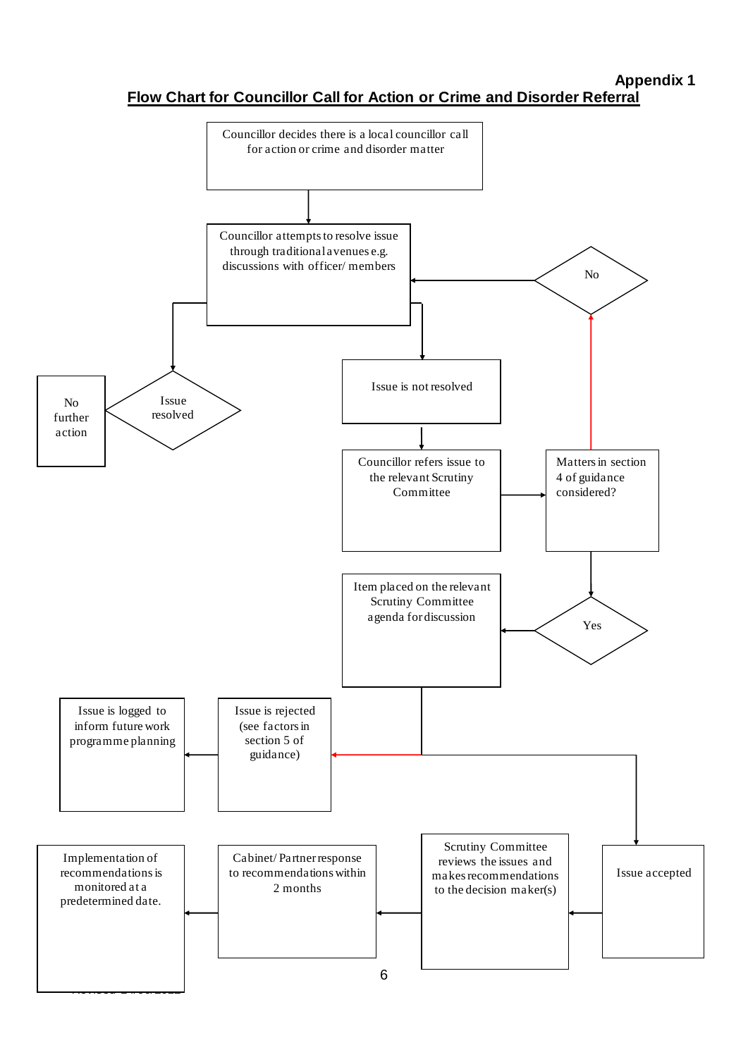Appendix 1

## Flow Chart for Councillor Call for Action or Crime and Disorder Referral

Councillor decides there is a local councillor call for action or crime and disorder matter

Councillor attempts to resolve issue through traditional avenues e.g. discussions with officer/ members

Issue resolved

No further action

Issue is not resolved

Councillor refers issue to the relevant Scrutiny Committee

Matters in section 4 of guidance considered?

No

Yes

Item placed on the relevant Scrutiny Committee agenda for discussion

Issue is rejected (see factors in section 5 of guidance)

Issue is logged to inform future work programme planning

Issue accepted

Scrutiny Committee reviews the issues and makes recommendations to the decision maker(s)

Cabinet/ Partner response to recommendations within 2 months

Implementation of recommendations is monitored at a predetermined date.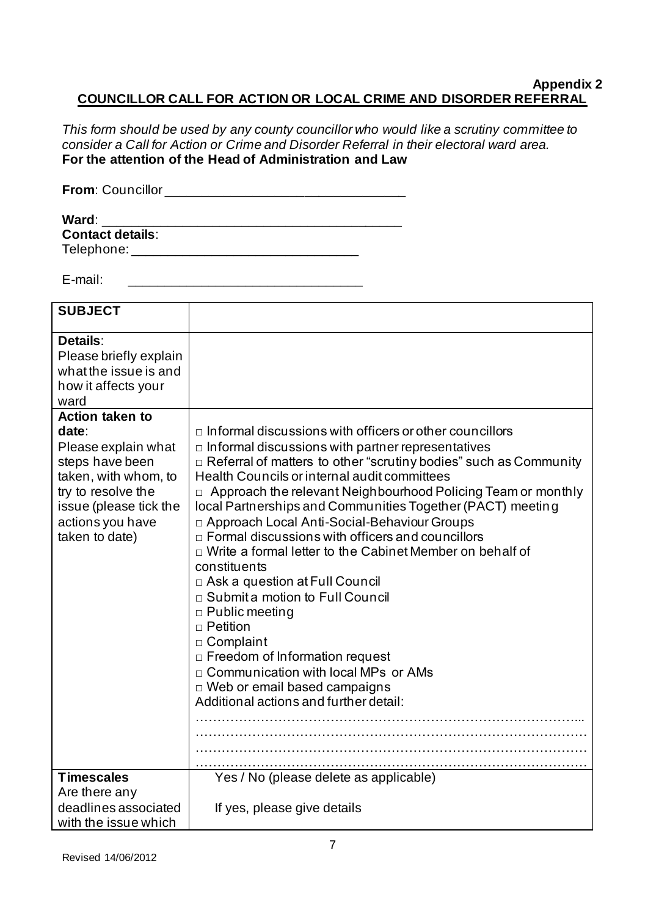**Appendix 2**

## COUNCILLOR CALL FOR ACTION OR LOCAL CRIME AND DISORDER REFERRAL

*This form should be used by any county councillor who would like a scrutiny committee to consider a Call for Action or Crime and Disorder Referral in their electoral ward area.*
**For the attention of the Head of Administration and Law**

**From**: Councillor ________________________________

**Ward**: ________________________________________

**Contact details**:
Telephone: ______________________________

E-mail: ________________________________

| **SUBJECT** | |
|---|---|
| **Details**: Please briefly explain what the issue is and how it affects your ward | |
| **Action taken to date**: Please explain what steps have been taken, with whom, to try to resolve the issue (please tick the actions you have taken to date) | □ Informal discussions with officers or other councillors<br>□ Informal discussions with partner representatives<br>□ Referral of matters to other "scrutiny bodies" such as Community Health Councils or internal audit committees<br>□ Approach the relevant Neighbourhood Policing Team or monthly local Partnerships and Communities Together (PACT) meeting<br>□ Approach Local Anti-Social-Behaviour Groups<br>□ Formal discussions with officers and councillors<br>□ Write a formal letter to the Cabinet Member on behalf of constituents<br>□ Ask a question at Full Council<br>□ Submit a motion to Full Council<br>□ Public meeting<br>□ Petition<br>□ Complaint<br>□ Freedom of Information request<br>□ Communication with local MPs or AMs<br>□ Web or email based campaigns<br>Additional actions and further detail:<br>………………………………………………………………………………...<br>………………………………………………………………………………<br>………………………………………………………………………………<br>……………………………………………………………………………… |
| **Timescales** Are there any deadlines associated with the issue which | Yes / No (please delete as applicable)<br><br>If yes, please give details |

Revised 14/06/2012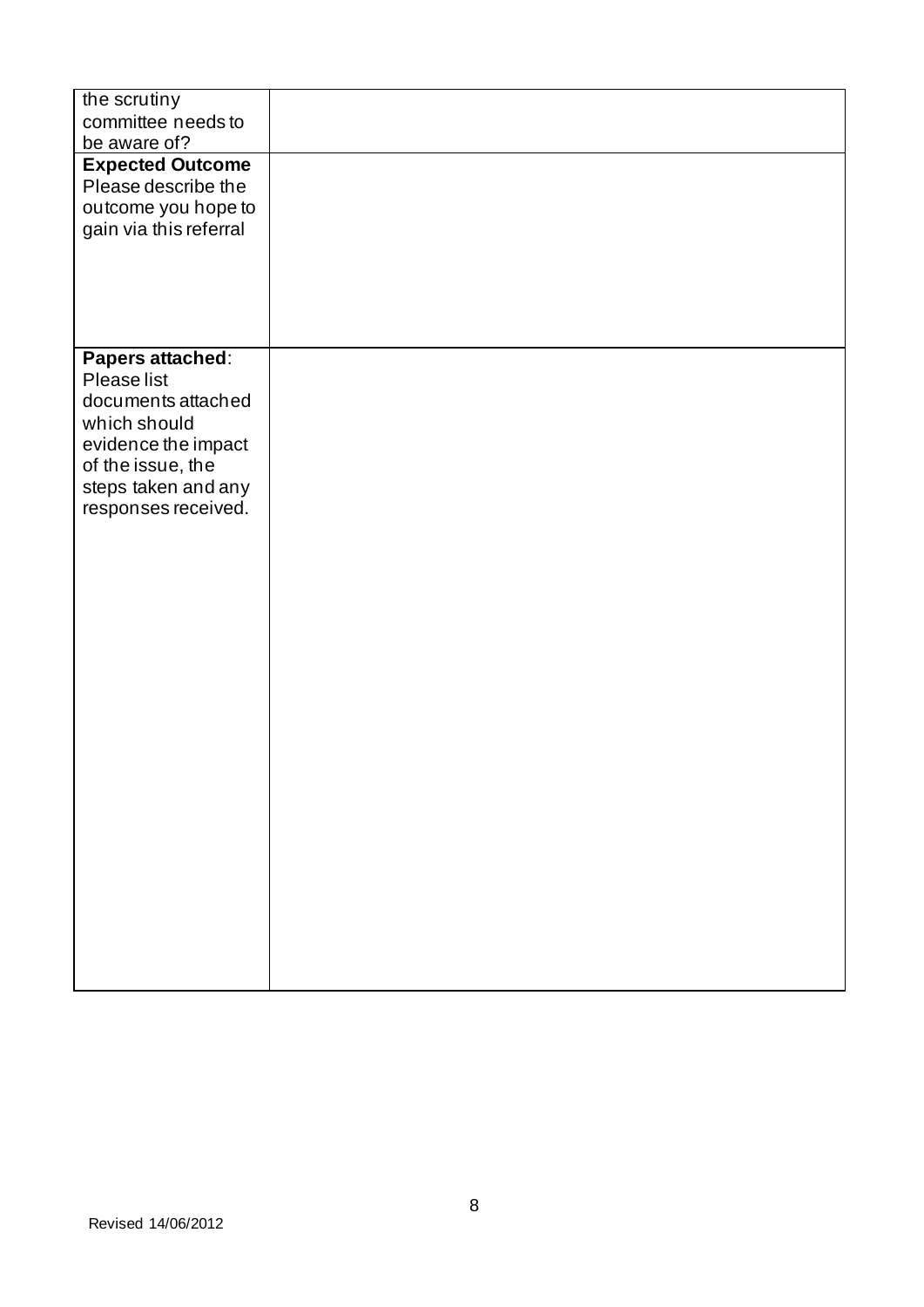| | |
|---|---|
| the scrutiny committee needs to be aware of? | |
| **Expected Outcome** Please describe the outcome you hope to gain via this referral | |
| **Papers attached**: Please list documents attached which should evidence the impact of the issue, the steps taken and any responses received. | |

Revised 14/06/2012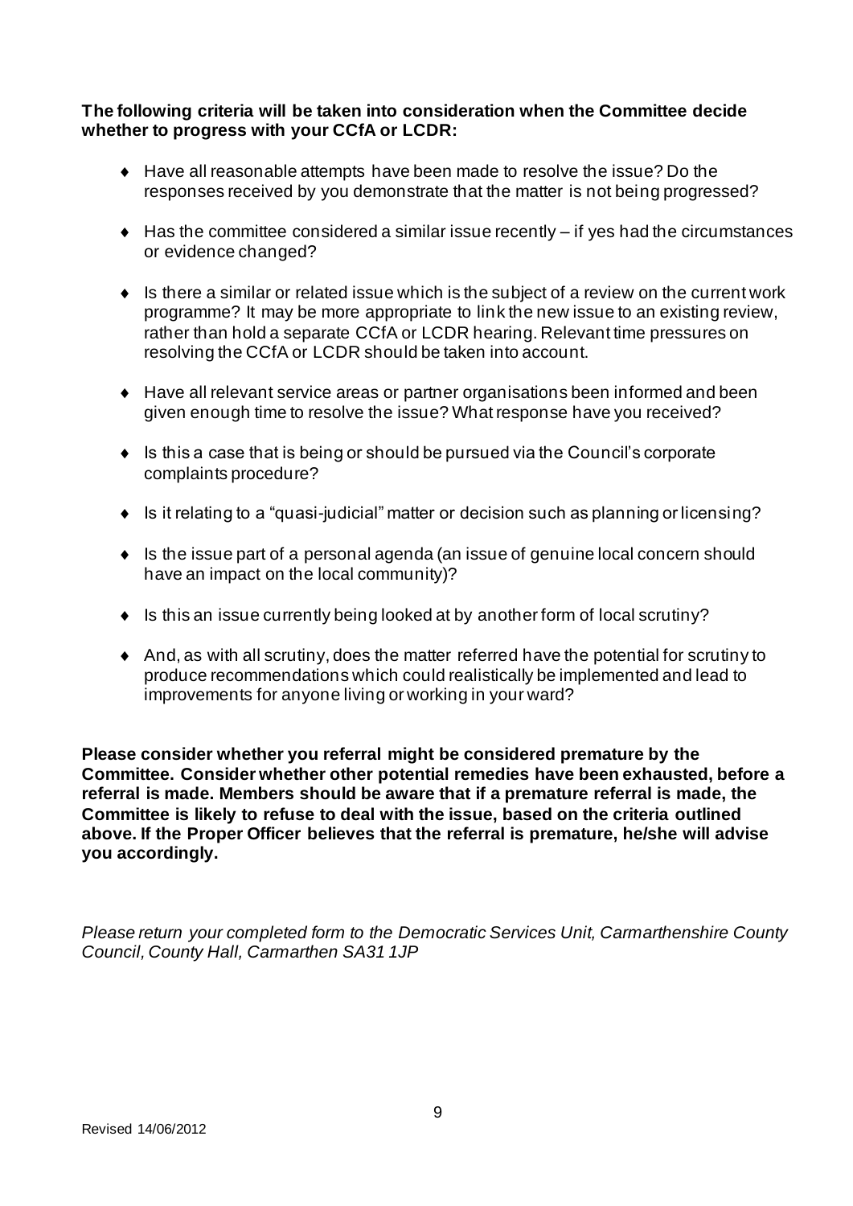**The following criteria will be taken into consideration when the Committee decide whether to progress with your CCfA or LCDR:**

- Have all reasonable attempts have been made to resolve the issue? Do the responses received by you demonstrate that the matter is not being progressed?
- Has the committee considered a similar issue recently – if yes had the circumstances or evidence changed?
- Is there a similar or related issue which is the subject of a review on the current work programme? It may be more appropriate to link the new issue to an existing review, rather than hold a separate CCfA or LCDR hearing. Relevant time pressures on resolving the CCfA or LCDR should be taken into account.
- Have all relevant service areas or partner organisations been informed and been given enough time to resolve the issue? What response have you received?
- Is this a case that is being or should be pursued via the Council's corporate complaints procedure?
- Is it relating to a "quasi-judicial" matter or decision such as planning or licensing?
- Is the issue part of a personal agenda (an issue of genuine local concern should have an impact on the local community)?
- Is this an issue currently being looked at by another form of local scrutiny?
- And, as with all scrutiny, does the matter referred have the potential for scrutiny to produce recommendations which could realistically be implemented and lead to improvements for anyone living or working in your ward?

**Please consider whether you referral might be considered premature by the Committee. Consider whether other potential remedies have been exhausted, before a referral is made. Members should be aware that if a premature referral is made, the Committee is likely to refuse to deal with the issue, based on the criteria outlined above. If the Proper Officer believes that the referral is premature, he/she will advise you accordingly.**

*Please return your completed form to the Democratic Services Unit, Carmarthenshire County Council, County Hall, Carmarthen SA31 1JP*

Revised 14/06/2012